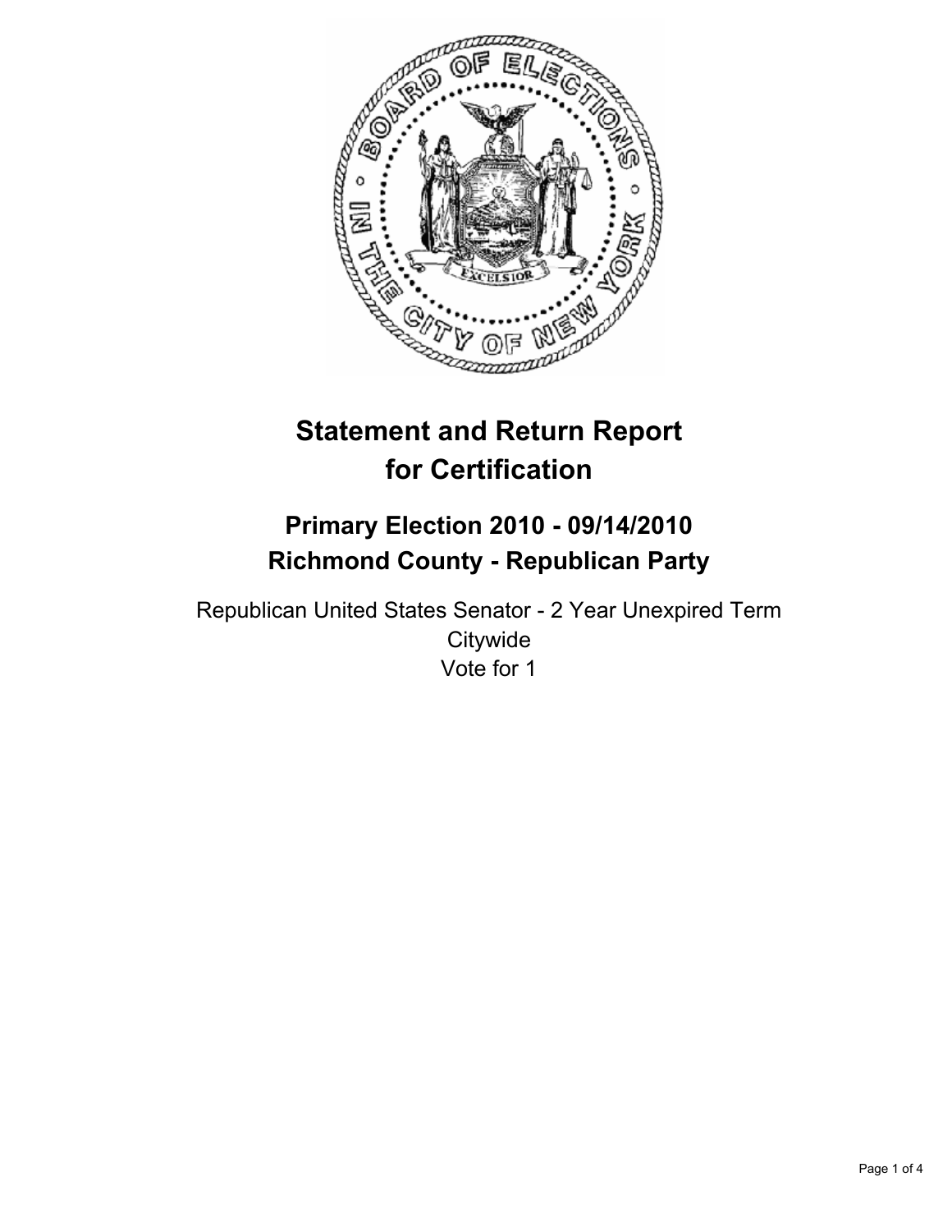# Statement and Return Report for Certification

## Primary Election 2010 - 09/14/2010
## Richmond County - Republican Party

Republican United States Senator - 2 Year Unexpired Term
Citywide
Vote for 1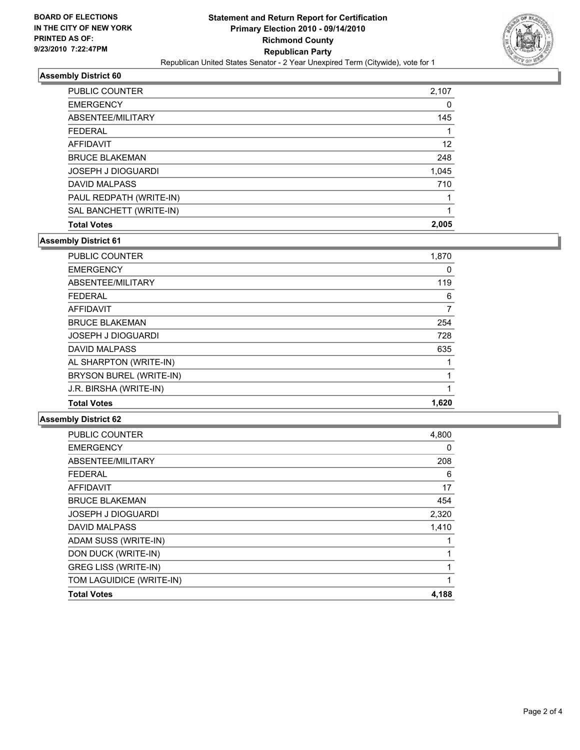BOARD OF ELECTIONS
IN THE CITY OF NEW YORK
PRINTED AS OF:
9/23/2010 7:22:47PM

**Statement and Return Report for Certification**
**Primary Election 2010 - 09/14/2010**
**Richmond County**
**Republican Party**
Republican United States Senator - 2 Year Unexpired Term (Citywide), vote for 1

### Assembly District 60

| | |
|---|---|
| PUBLIC COUNTER | 2,107 |
| EMERGENCY | 0 |
| ABSENTEE/MILITARY | 145 |
| FEDERAL | 1 |
| AFFIDAVIT | 12 |
| BRUCE BLAKEMAN | 248 |
| JOSEPH J DIOGUARDI | 1,045 |
| DAVID MALPASS | 710 |
| PAUL REDPATH (WRITE-IN) | 1 |
| SAL BANCHETT (WRITE-IN) | 1 |
| **Total Votes** | **2,005** |

### Assembly District 61

| | |
|---|---|
| PUBLIC COUNTER | 1,870 |
| EMERGENCY | 0 |
| ABSENTEE/MILITARY | 119 |
| FEDERAL | 6 |
| AFFIDAVIT | 7 |
| BRUCE BLAKEMAN | 254 |
| JOSEPH J DIOGUARDI | 728 |
| DAVID MALPASS | 635 |
| AL SHARPTON (WRITE-IN) | 1 |
| BRYSON BUREL (WRITE-IN) | 1 |
| J.R. BIRSHA (WRITE-IN) | 1 |
| **Total Votes** | **1,620** |

### Assembly District 62

| | |
|---|---|
| PUBLIC COUNTER | 4,800 |
| EMERGENCY | 0 |
| ABSENTEE/MILITARY | 208 |
| FEDERAL | 6 |
| AFFIDAVIT | 17 |
| BRUCE BLAKEMAN | 454 |
| JOSEPH J DIOGUARDI | 2,320 |
| DAVID MALPASS | 1,410 |
| ADAM SUSS (WRITE-IN) | 1 |
| DON DUCK (WRITE-IN) | 1 |
| GREG LISS (WRITE-IN) | 1 |
| TOM LAGUIDICE (WRITE-IN) | 1 |
| **Total Votes** | **4,188** |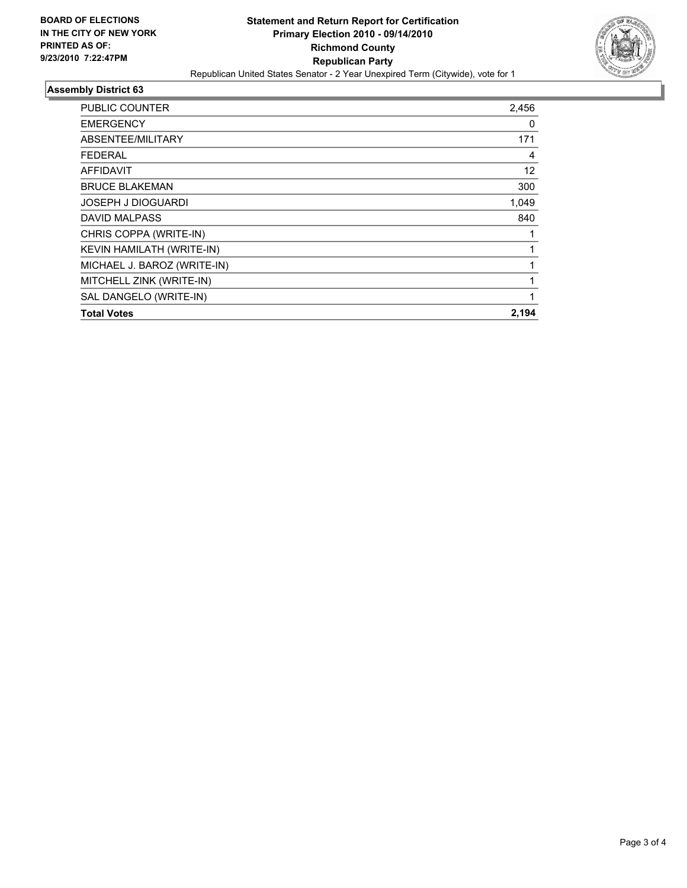**BOARD OF ELECTIONS IN THE CITY OF NEW YORK PRINTED AS OF: 9/23/2010 7:22:47PM**

**Statement and Return Report for Certification Primary Election 2010 - 09/14/2010 Richmond County Republican Party**

Republican United States Senator - 2 Year Unexpired Term (Citywide), vote for 1

**Assembly District 63**

| | |
|---|---|
| PUBLIC COUNTER | 2,456 |
| EMERGENCY | 0 |
| ABSENTEE/MILITARY | 171 |
| FEDERAL | 4 |
| AFFIDAVIT | 12 |
| BRUCE BLAKEMAN | 300 |
| JOSEPH J DIOGUARDI | 1,049 |
| DAVID MALPASS | 840 |
| CHRIS COPPA (WRITE-IN) | 1 |
| KEVIN HAMILATH (WRITE-IN) | 1 |
| MICHAEL J. BAROZ (WRITE-IN) | 1 |
| MITCHELL ZINK (WRITE-IN) | 1 |
| SAL DANGELO (WRITE-IN) | 1 |
| **Total Votes** | **2,194** |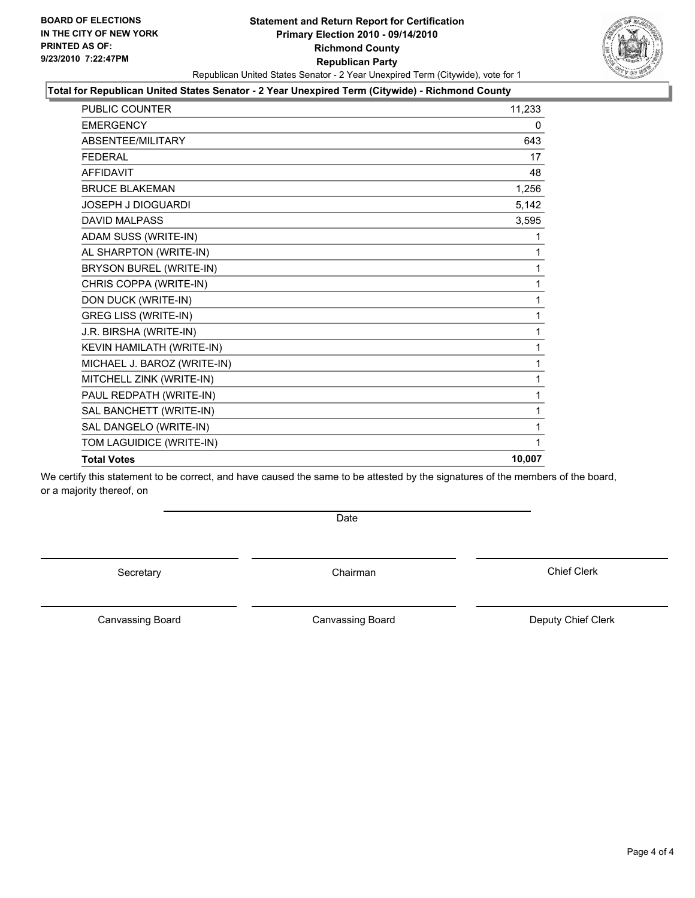**BOARD OF ELECTIONS IN THE CITY OF NEW YORK PRINTED AS OF: 9/23/2010 7:22:47PM**

# Statement and Return Report for Certification
## Primary Election 2010 - 09/14/2010
## Richmond County
## Republican Party

Republican United States Senator - 2 Year Unexpired Term (Citywide), vote for 1

### Total for Republican United States Senator - 2 Year Unexpired Term (Citywide) - Richmond County

| | |
|---|---|
| PUBLIC COUNTER | 11,233 |
| EMERGENCY | 0 |
| ABSENTEE/MILITARY | 643 |
| FEDERAL | 17 |
| AFFIDAVIT | 48 |
| BRUCE BLAKEMAN | 1,256 |
| JOSEPH J DIOGUARDI | 5,142 |
| DAVID MALPASS | 3,595 |
| ADAM SUSS (WRITE-IN) | 1 |
| AL SHARPTON (WRITE-IN) | 1 |
| BRYSON BUREL (WRITE-IN) | 1 |
| CHRIS COPPA (WRITE-IN) | 1 |
| DON DUCK (WRITE-IN) | 1 |
| GREG LISS (WRITE-IN) | 1 |
| J.R. BIRSHA (WRITE-IN) | 1 |
| KEVIN HAMILATH (WRITE-IN) | 1 |
| MICHAEL J. BAROZ (WRITE-IN) | 1 |
| MITCHELL ZINK (WRITE-IN) | 1 |
| PAUL REDPATH (WRITE-IN) | 1 |
| SAL BANCHETT (WRITE-IN) | 1 |
| SAL DANGELO (WRITE-IN) | 1 |
| TOM LAGUIDICE (WRITE-IN) | 1 |
| **Total Votes** | **10,007** |

We certify this statement to be correct, and have caused the same to be attested by the signatures of the members of the board, or a majority thereof, on

Date

Secretary | Chairman | Chief Clerk

Canvassing Board | Canvassing Board | Deputy Chief Clerk